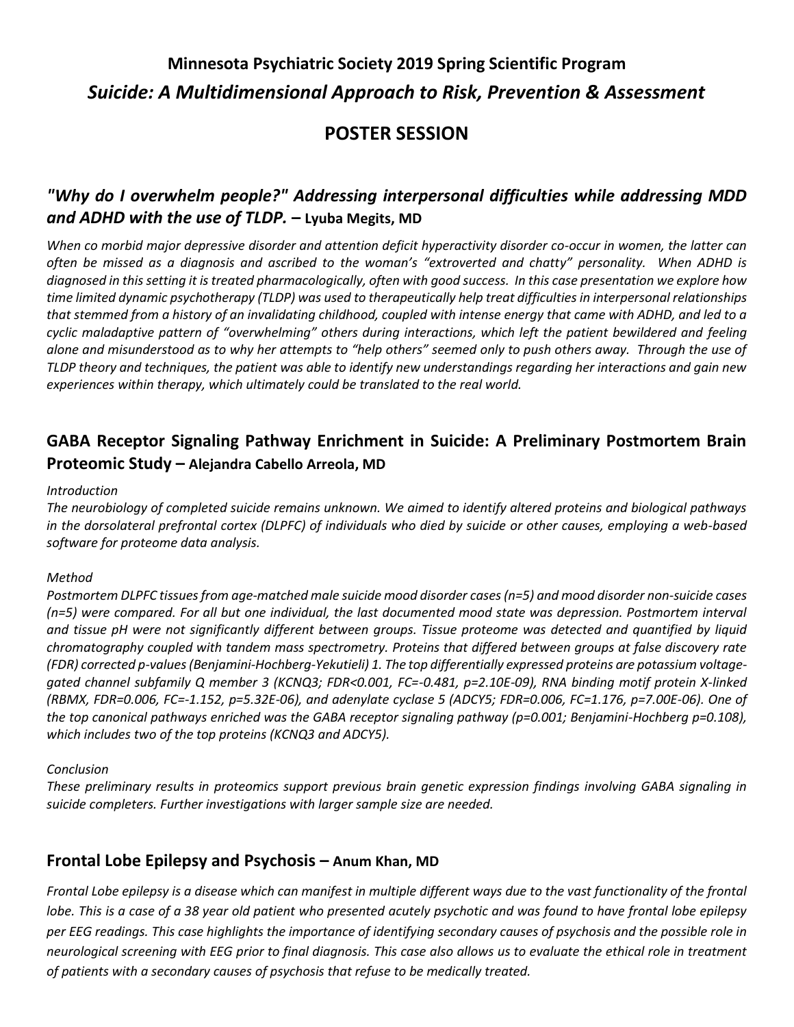# Minnesota Psychiatric Society 2019 Spring Scientific Program

## *Suicide: A Multidimensional Approach to Risk, Prevention & Assessment*

## POSTER SESSION

### *"Why do I overwhelm people?" Addressing interpersonal difficulties while addressing MDD and ADHD with the use of TLDP.* – Lyuba Megits, MD

*When co morbid major depressive disorder and attention deficit hyperactivity disorder co-occur in women, the latter can often be missed as a diagnosis and ascribed to the woman's "extroverted and chatty" personality. When ADHD is diagnosed in this setting it is treated pharmacologically, often with good success. In this case presentation we explore how time limited dynamic psychotherapy (TLDP) was used to therapeutically help treat difficulties in interpersonal relationships that stemmed from a history of an invalidating childhood, coupled with intense energy that came with ADHD, and led to a cyclic maladaptive pattern of "overwhelming" others during interactions, which left the patient bewildered and feeling alone and misunderstood as to why her attempts to "help others" seemed only to push others away. Through the use of TLDP theory and techniques, the patient was able to identify new understandings regarding her interactions and gain new experiences within therapy, which ultimately could be translated to the real world.*

### GABA Receptor Signaling Pathway Enrichment in Suicide: A Preliminary Postmortem Brain Proteomic Study – Alejandra Cabello Arreola, MD

*Introduction*

*The neurobiology of completed suicide remains unknown. We aimed to identify altered proteins and biological pathways in the dorsolateral prefrontal cortex (DLPFC) of individuals who died by suicide or other causes, employing a web-based software for proteome data analysis.*

*Method*

*Postmortem DLPFC tissues from age-matched male suicide mood disorder cases (n=5) and mood disorder non-suicide cases (n=5) were compared. For all but one individual, the last documented mood state was depression. Postmortem interval and tissue pH were not significantly different between groups. Tissue proteome was detected and quantified by liquid chromatography coupled with tandem mass spectrometry. Proteins that differed between groups at false discovery rate (FDR) corrected p-values (Benjamini-Hochberg-Yekutieli) 1. The top differentially expressed proteins are potassium voltage-gated channel subfamily Q member 3 (KCNQ3; FDR<0.001, FC=-0.481, p=2.10E-09), RNA binding motif protein X-linked (RBMX, FDR=0.006, FC=-1.152, p=5.32E-06), and adenylate cyclase 5 (ADCY5; FDR=0.006, FC=1.176, p=7.00E-06). One of the top canonical pathways enriched was the GABA receptor signaling pathway (p=0.001; Benjamini-Hochberg p=0.108), which includes two of the top proteins (KCNQ3 and ADCY5).*

*Conclusion*

*These preliminary results in proteomics support previous brain genetic expression findings involving GABA signaling in suicide completers. Further investigations with larger sample size are needed.*

### Frontal Lobe Epilepsy and Psychosis – Anum Khan, MD

*Frontal Lobe epilepsy is a disease which can manifest in multiple different ways due to the vast functionality of the frontal lobe. This is a case of a 38 year old patient who presented acutely psychotic and was found to have frontal lobe epilepsy per EEG readings. This case highlights the importance of identifying secondary causes of psychosis and the possible role in neurological screening with EEG prior to final diagnosis. This case also allows us to evaluate the ethical role in treatment of patients with a secondary causes of psychosis that refuse to be medically treated.*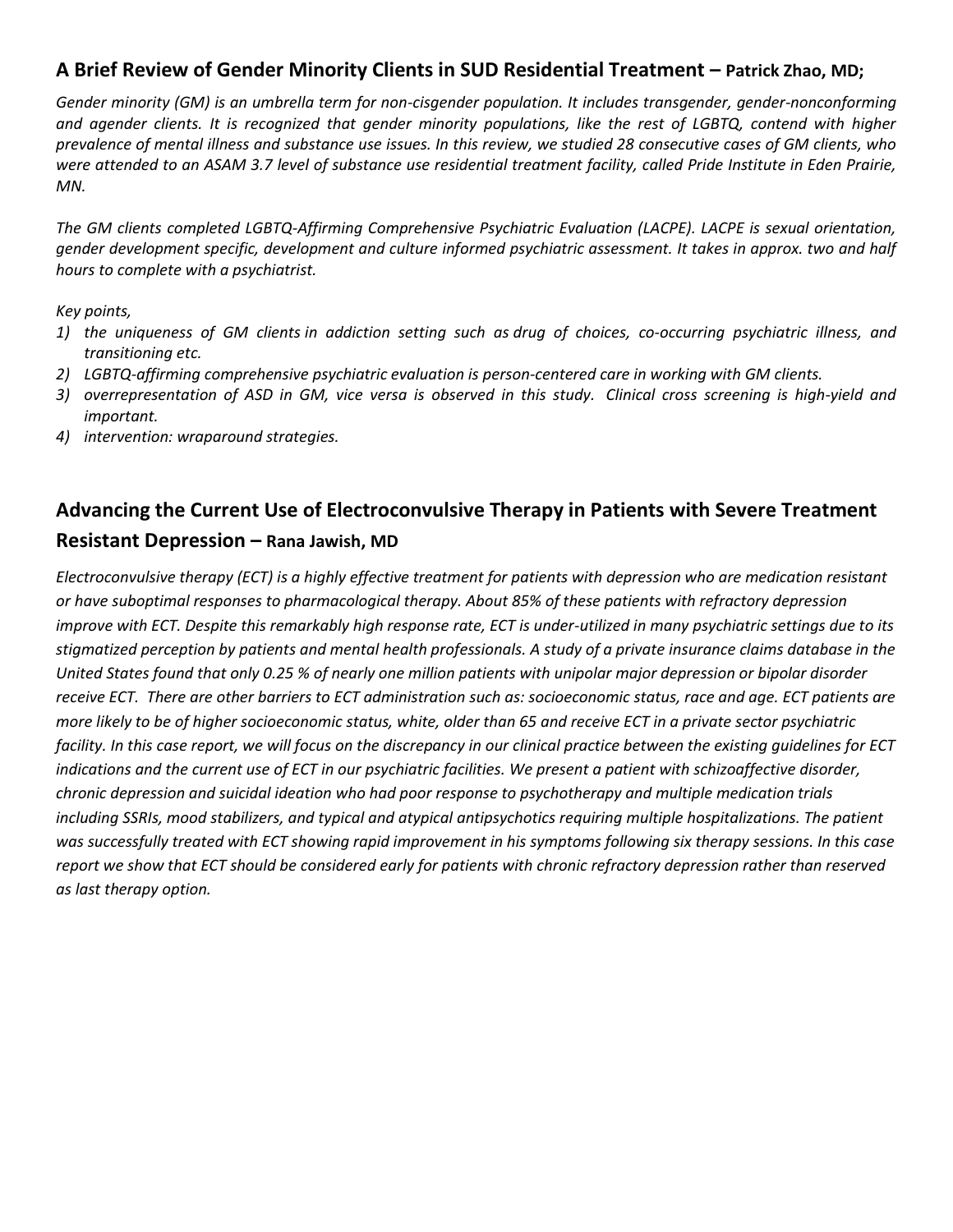## A Brief Review of Gender Minority Clients in SUD Residential Treatment – Patrick Zhao, MD;

*Gender minority (GM) is an umbrella term for non-cisgender population. It includes transgender, gender-nonconforming and agender clients. It is recognized that gender minority populations, like the rest of LGBTQ, contend with higher prevalence of mental illness and substance use issues. In this review, we studied 28 consecutive cases of GM clients, who were attended to an ASAM 3.7 level of substance use residential treatment facility, called Pride Institute in Eden Prairie, MN.*

*The GM clients completed LGBTQ-Affirming Comprehensive Psychiatric Evaluation (LACPE). LACPE is sexual orientation, gender development specific, development and culture informed psychiatric assessment. It takes in approx. two and half hours to complete with a psychiatrist.*

*Key points,*

1) *the uniqueness of GM clients in addiction setting such as drug of choices, co-occurring psychiatric illness, and transitioning etc.*
2) *LGBTQ-affirming comprehensive psychiatric evaluation is person-centered care in working with GM clients.*
3) *overrepresentation of ASD in GM, vice versa is observed in this study. Clinical cross screening is high-yield and important.*
4) *intervention: wraparound strategies.*

## Advancing the Current Use of Electroconvulsive Therapy in Patients with Severe Treatment Resistant Depression – Rana Jawish, MD

*Electroconvulsive therapy (ECT) is a highly effective treatment for patients with depression who are medication resistant or have suboptimal responses to pharmacological therapy. About 85% of these patients with refractory depression improve with ECT. Despite this remarkably high response rate, ECT is under-utilized in many psychiatric settings due to its stigmatized perception by patients and mental health professionals. A study of a private insurance claims database in the United States found that only 0.25 % of nearly one million patients with unipolar major depression or bipolar disorder receive ECT. There are other barriers to ECT administration such as: socioeconomic status, race and age. ECT patients are more likely to be of higher socioeconomic status, white, older than 65 and receive ECT in a private sector psychiatric facility. In this case report, we will focus on the discrepancy in our clinical practice between the existing guidelines for ECT indications and the current use of ECT in our psychiatric facilities. We present a patient with schizoaffective disorder, chronic depression and suicidal ideation who had poor response to psychotherapy and multiple medication trials including SSRIs, mood stabilizers, and typical and atypical antipsychotics requiring multiple hospitalizations. The patient was successfully treated with ECT showing rapid improvement in his symptoms following six therapy sessions. In this case report we show that ECT should be considered early for patients with chronic refractory depression rather than reserved as last therapy option.*